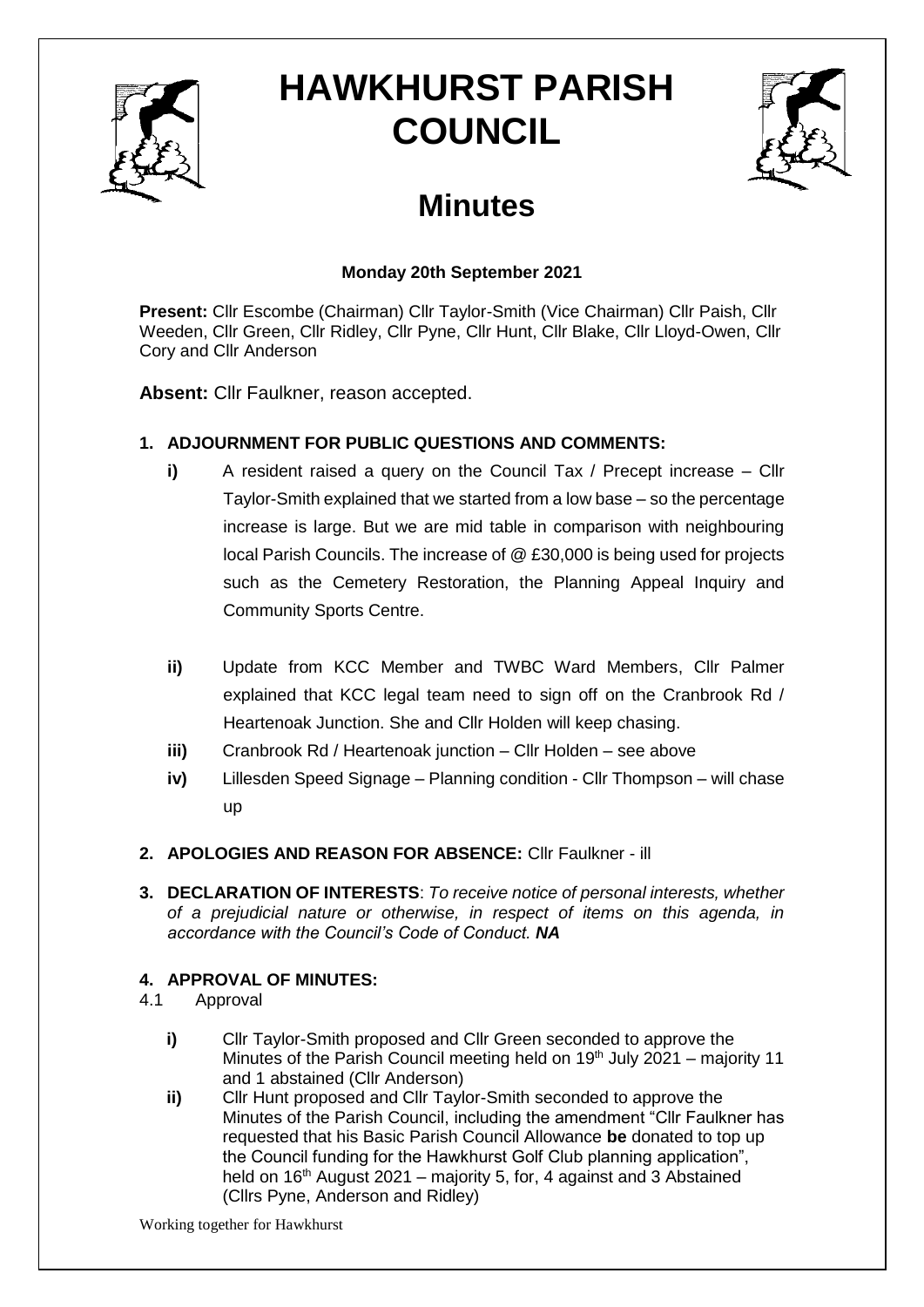# HAWKHURST PARISH COUNCIL

## Minutes

**Monday 20th September 2021**

**Present:** Cllr Escombe (Chairman) Cllr Taylor-Smith (Vice Chairman) Cllr Paish, Cllr Weeden, Cllr Green, Cllr Ridley, Cllr Pyne, Cllr Hunt, Cllr Blake, Cllr Lloyd-Owen, Cllr Cory and Cllr Anderson

**Absent:** Cllr Faulkner, reason accepted.

**1. ADJOURNMENT FOR PUBLIC QUESTIONS AND COMMENTS:**

- **i)** A resident raised a query on the Council Tax / Precept increase – Cllr Taylor-Smith explained that we started from a low base – so the percentage increase is large. But we are mid table in comparison with neighbouring local Parish Councils. The increase of @ £30,000 is being used for projects such as the Cemetery Restoration, the Planning Appeal Inquiry and Community Sports Centre.
- **ii)** Update from KCC Member and TWBC Ward Members, Cllr Palmer explained that KCC legal team need to sign off on the Cranbrook Rd / Heartenoak Junction. She and Cllr Holden will keep chasing.
- **iii)** Cranbrook Rd / Heartenoak junction – Cllr Holden – see above
- **iv)** Lillesden Speed Signage – Planning condition - Cllr Thompson – will chase up

**2. APOLOGIES AND REASON FOR ABSENCE:** Cllr Faulkner - ill

**3. DECLARATION OF INTERESTS**: *To receive notice of personal interests, whether of a prejudicial nature or otherwise, in respect of items on this agenda, in accordance with the Council's Code of Conduct. **NA***

**4. APPROVAL OF MINUTES:**

4.1 Approval

- **i)** Cllr Taylor-Smith proposed and Cllr Green seconded to approve the Minutes of the Parish Council meeting held on 19th July 2021 – majority 11 and 1 abstained (Cllr Anderson)
- **ii)** Cllr Hunt proposed and Cllr Taylor-Smith seconded to approve the Minutes of the Parish Council, including the amendment "Cllr Faulkner has requested that his Basic Parish Council Allowance **be** donated to top up the Council funding for the Hawkhurst Golf Club planning application", held on 16th August 2021 – majority 5, for, 4 against and 3 Abstained (Cllrs Pyne, Anderson and Ridley)

Working together for Hawkhurst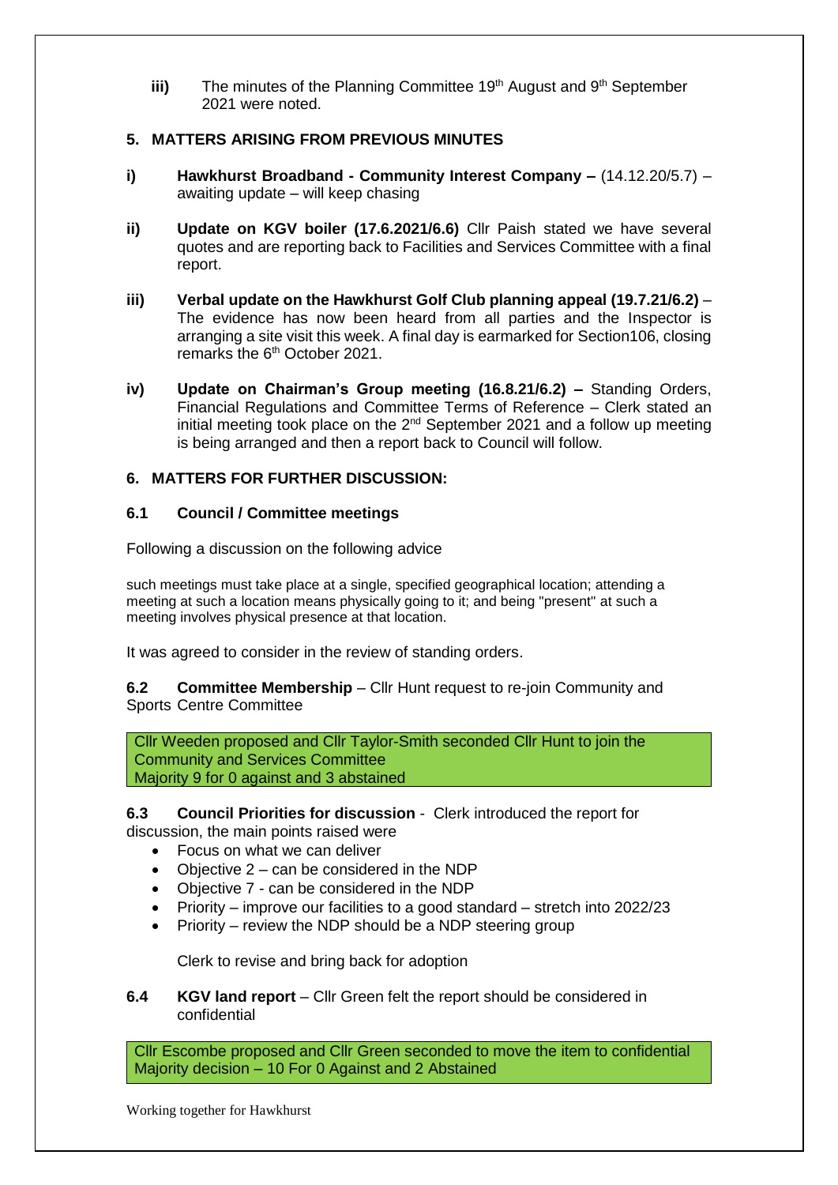**iii)** The minutes of the Planning Committee 19th August and 9th September 2021 were noted.

## 5. MATTERS ARISING FROM PREVIOUS MINUTES

**i)** **Hawkhurst Broadband - Community Interest Company –** (14.12.20/5.7) – awaiting update – will keep chasing

**ii)** **Update on KGV boiler (17.6.2021/6.6)** Cllr Paish stated we have several quotes and are reporting back to Facilities and Services Committee with a final report.

**iii)** **Verbal update on the Hawkhurst Golf Club planning appeal (19.7.21/6.2)** – The evidence has now been heard from all parties and the Inspector is arranging a site visit this week. A final day is earmarked for Section106, closing remarks the 6th October 2021.

**iv)** **Update on Chairman's Group meeting (16.8.21/6.2) –** Standing Orders, Financial Regulations and Committee Terms of Reference – Clerk stated an initial meeting took place on the 2nd September 2021 and a follow up meeting is being arranged and then a report back to Council will follow.

## 6. MATTERS FOR FURTHER DISCUSSION:

### 6.1 Council / Committee meetings

Following a discussion on the following advice

such meetings must take place at a single, specified geographical location; attending a meeting at such a location means physically going to it; and being "present" at such a meeting involves physical presence at that location.

It was agreed to consider in the review of standing orders.

**6.2** **Committee Membership** – Cllr Hunt request to re-join Community and Sports Centre Committee

Cllr Weeden proposed and Cllr Taylor-Smith seconded Cllr Hunt to join the Community and Services Committee
Majority 9 for 0 against and 3 abstained

**6.3** **Council Priorities for discussion** - Clerk introduced the report for discussion, the main points raised were

- Focus on what we can deliver
- Objective 2 – can be considered in the NDP
- Objective 7 - can be considered in the NDP
- Priority – improve our facilities to a good standard – stretch into 2022/23
- Priority – review the NDP should be a NDP steering group

Clerk to revise and bring back for adoption

**6.4** **KGV land report** – Cllr Green felt the report should be considered in confidential

Cllr Escombe proposed and Cllr Green seconded to move the item to confidential
Majority decision – 10 For 0 Against and 2 Abstained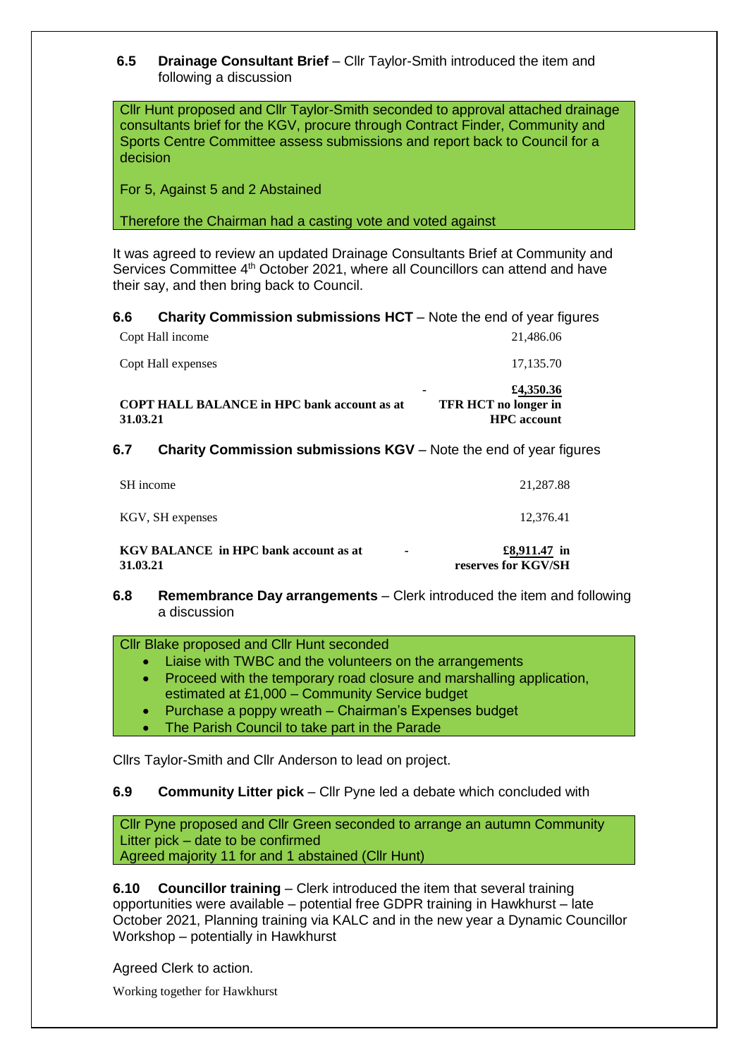**6.5 Drainage Consultant Brief** – Cllr Taylor-Smith introduced the item and following a discussion

Cllr Hunt proposed and Cllr Taylor-Smith seconded to approval attached drainage consultants brief for the KGV, procure through Contract Finder, Community and Sports Centre Committee assess submissions and report back to Council for a decision

For 5, Against 5 and 2 Abstained

Therefore the Chairman had a casting vote and voted against

It was agreed to review an updated Drainage Consultants Brief at Community and Services Committee 4th October 2021, where all Councillors can attend and have their say, and then bring back to Council.

**6.6 Charity Commission submissions HCT** – Note the end of year figures

| | | |
|---|---|---|
| Copt Hall income | | 21,486.06 |
| Copt Hall expenses | | 17,135.70 |
| **COPT HALL BALANCE in HPC bank account as at 31.03.21** | - | **£4,350.36 TFR HCT no longer in HPC account** |

**6.7 Charity Commission submissions KGV** – Note the end of year figures

| | | |
|---|---|---|
| SH income | | 21,287.88 |
| KGV, SH expenses | | 12,376.41 |
| **KGV BALANCE in HPC bank account as at 31.03.21** | - | **£8,911.47 in reserves for KGV/SH** |

**6.8 Remembrance Day arrangements** – Clerk introduced the item and following a discussion

Cllr Blake proposed and Cllr Hunt seconded

- Liaise with TWBC and the volunteers on the arrangements
- Proceed with the temporary road closure and marshalling application, estimated at £1,000 – Community Service budget
- Purchase a poppy wreath – Chairman's Expenses budget
- The Parish Council to take part in the Parade

Cllrs Taylor-Smith and Cllr Anderson to lead on project.

**6.9 Community Litter pick** – Cllr Pyne led a debate which concluded with

Cllr Pyne proposed and Cllr Green seconded to arrange an autumn Community Litter pick – date to be confirmed
Agreed majority 11 for and 1 abstained (Cllr Hunt)

**6.10 Councillor training** – Clerk introduced the item that several training opportunities were available – potential free GDPR training in Hawkhurst – late October 2021, Planning training via KALC and in the new year a Dynamic Councillor Workshop – potentially in Hawkhurst

Agreed Clerk to action.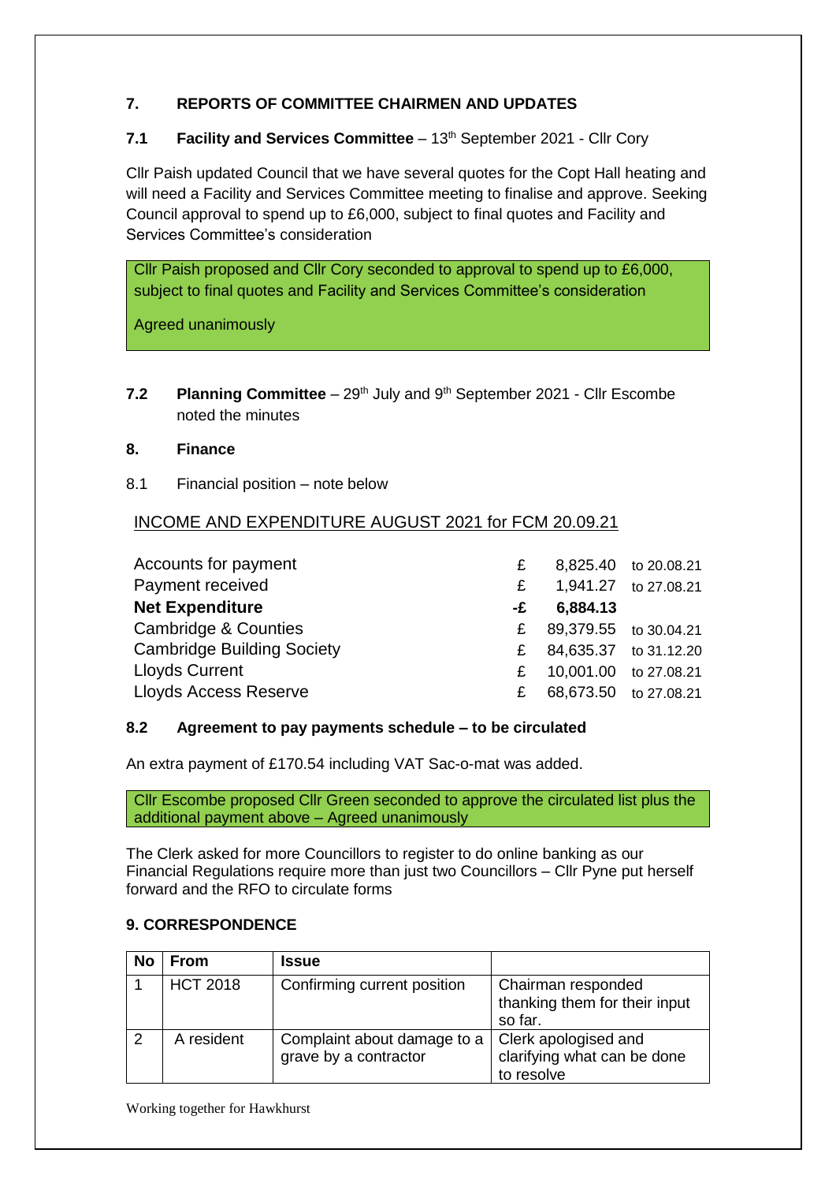## 7. REPORTS OF COMMITTEE CHAIRMEN AND UPDATES

### 7.1 Facility and Services Committee – 13th September 2021 - Cllr Cory

Cllr Paish updated Council that we have several quotes for the Copt Hall heating and will need a Facility and Services Committee meeting to finalise and approve. Seeking Council approval to spend up to £6,000, subject to final quotes and Facility and Services Committee's consideration

Cllr Paish proposed and Cllr Cory seconded to approval to spend up to £6,000, subject to final quotes and Facility and Services Committee's consideration

Agreed unanimously

### 7.2 Planning Committee – 29th July and 9th September 2021 - Cllr Escombe noted the minutes

## 8. Finance

8.1 Financial position – note below

INCOME AND EXPENDITURE AUGUST 2021 for FCM 20.09.21

| | | | |
|---|---|---|---|
| Accounts for payment | £ | 8,825.40 | to 20.08.21 |
| Payment received | £ | 1,941.27 | to 27.08.21 |
| **Net Expenditure** | **-£** | **6,884.13** | |
| Cambridge & Counties | £ | 89,379.55 | to 30.04.21 |
| Cambridge Building Society | £ | 84,635.37 | to 31.12.20 |
| Lloyds Current | £ | 10,001.00 | to 27.08.21 |
| Lloyds Access Reserve | £ | 68,673.50 | to 27.08.21 |

### 8.2 Agreement to pay payments schedule – to be circulated

An extra payment of £170.54 including VAT Sac-o-mat was added.

Cllr Escombe proposed Cllr Green seconded to approve the circulated list plus the additional payment above – Agreed unanimously

The Clerk asked for more Councillors to register to do online banking as our Financial Regulations require more than just two Councillors – Cllr Pyne put herself forward and the RFO to circulate forms

## 9. CORRESPONDENCE

| No | From | Issue | |
|---|---|---|---|
| 1 | HCT 2018 | Confirming current position | Chairman responded thanking them for their input so far. |
| 2 | A resident | Complaint about damage to a grave by a contractor | Clerk apologised and clarifying what can be done to resolve |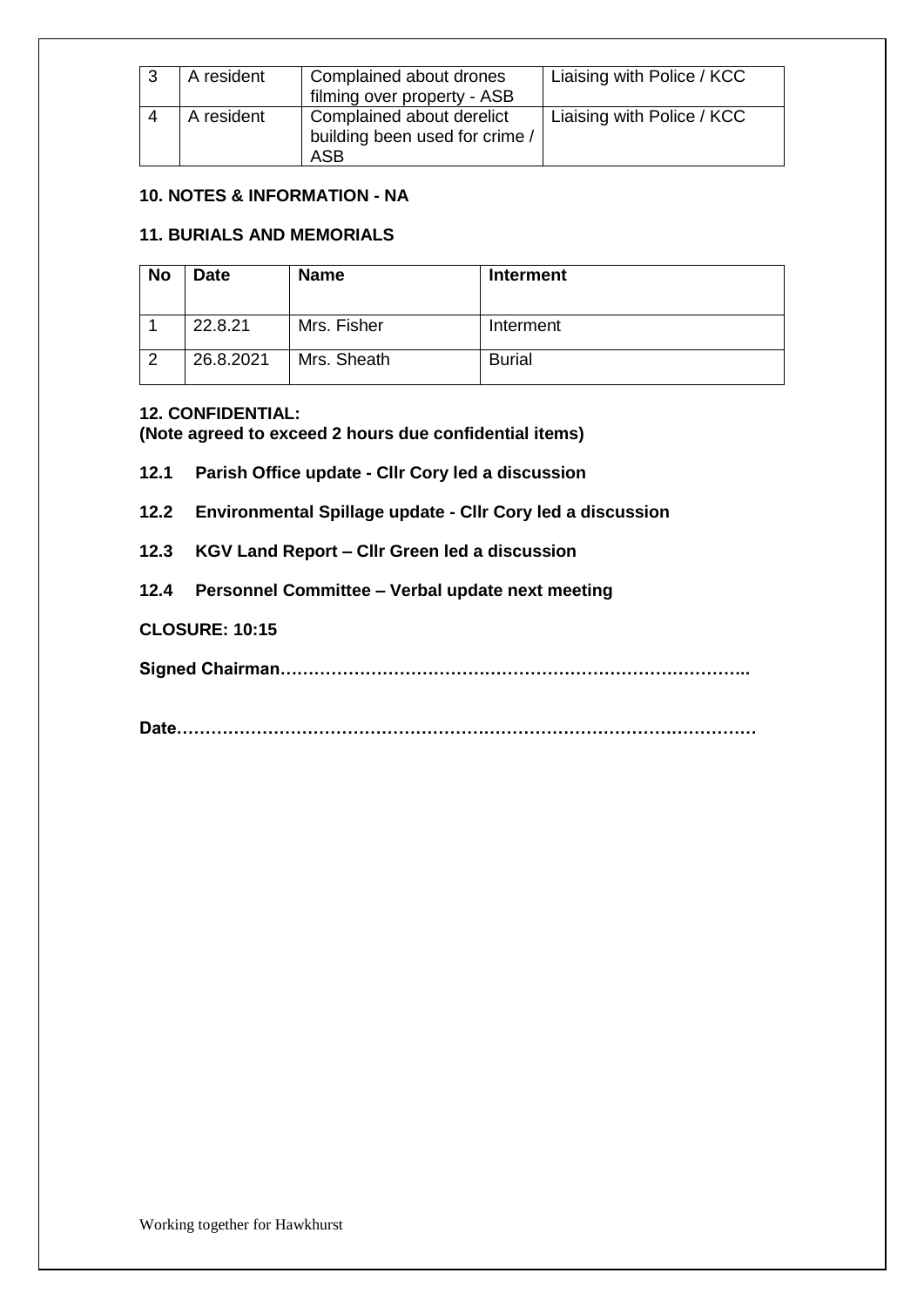| | | | |
|---|---|---|---|
| 3 | A resident | Complained about drones filming over property - ASB | Liaising with Police / KCC |
| 4 | A resident | Complained about derelict building been used for crime / ASB | Liaising with Police / KCC |

**10. NOTES & INFORMATION - NA**

**11. BURIALS AND MEMORIALS**

| No | Date | Name | Interment |
|---|---|---|---|
| 1 | 22.8.21 | Mrs. Fisher | Interment |
| 2 | 26.8.2021 | Mrs. Sheath | Burial |

**12. CONFIDENTIAL:**
**(Note agreed to exceed 2 hours due confidential items)**

**12.1 Parish Office update - Cllr Cory led a discussion**

**12.2 Environmental Spillage update - Cllr Cory led a discussion**

**12.3 KGV Land Report – Cllr Green led a discussion**

**12.4 Personnel Committee – Verbal update next meeting**

**CLOSURE: 10:15**

**Signed Chairman………………………………………………………………………..**

**Date…………………………………………………………………………………………**

Working together for Hawkhurst